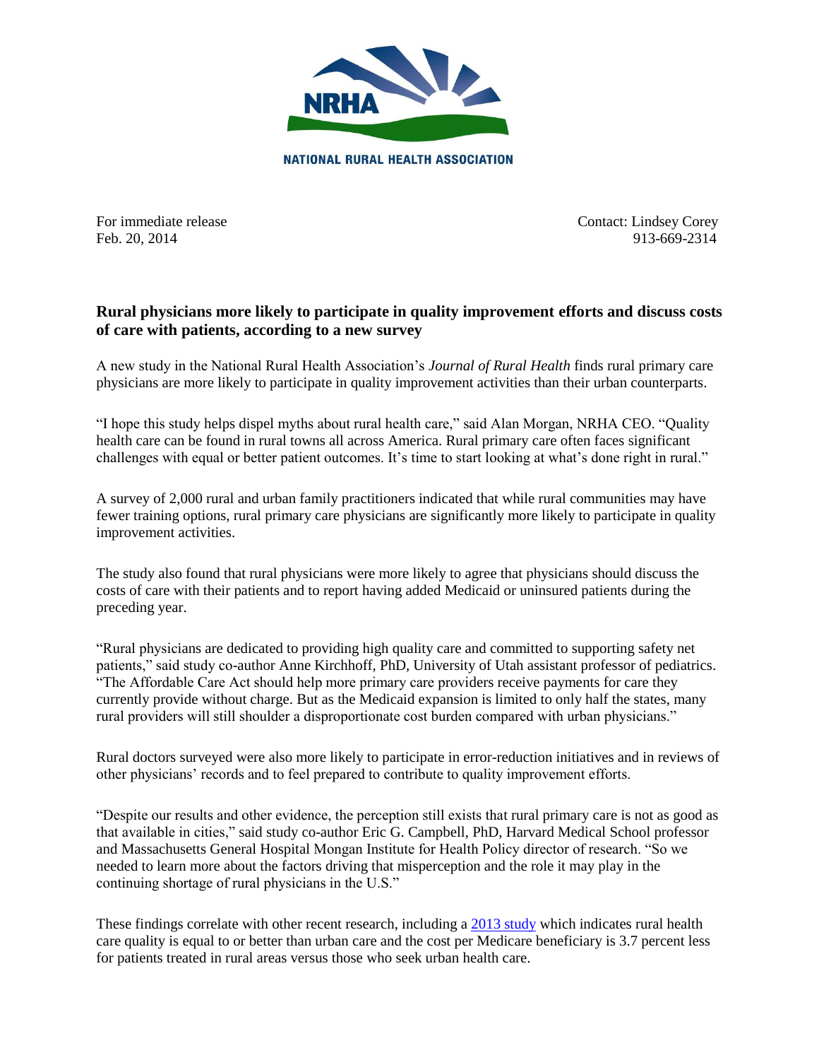NRHA

NATIONAL RURAL HEALTH ASSOCIATION

For immediate release
Feb. 20, 2014

Contact: Lindsey Corey
913-669-2314

**Rural physicians more likely to participate in quality improvement efforts and discuss costs of care with patients, according to a new survey**

A new study in the National Rural Health Association's *Journal of Rural Health* finds rural primary care physicians are more likely to participate in quality improvement activities than their urban counterparts.

"I hope this study helps dispel myths about rural health care," said Alan Morgan, NRHA CEO. "Quality health care can be found in rural towns all across America. Rural primary care often faces significant challenges with equal or better patient outcomes. It's time to start looking at what's done right in rural."

A survey of 2,000 rural and urban family practitioners indicated that while rural communities may have fewer training options, rural primary care physicians are significantly more likely to participate in quality improvement activities.

The study also found that rural physicians were more likely to agree that physicians should discuss the costs of care with their patients and to report having added Medicaid or uninsured patients during the preceding year.

"Rural physicians are dedicated to providing high quality care and committed to supporting safety net patients," said study co-author Anne Kirchhoff, PhD, University of Utah assistant professor of pediatrics. "The Affordable Care Act should help more primary care providers receive payments for care they currently provide without charge. But as the Medicaid expansion is limited to only half the states, many rural providers will still shoulder a disproportionate cost burden compared with urban physicians."

Rural doctors surveyed were also more likely to participate in error-reduction initiatives and in reviews of other physicians' records and to feel prepared to contribute to quality improvement efforts.

"Despite our results and other evidence, the perception still exists that rural primary care is not as good as that available in cities," said study co-author Eric G. Campbell, PhD, Harvard Medical School professor and Massachusetts General Hospital Mongan Institute for Health Policy director of research. "So we needed to learn more about the factors driving that misperception and the role it may play in the continuing shortage of rural physicians in the U.S."

These findings correlate with other recent research, including a 2013 study which indicates rural health care quality is equal to or better than urban care and the cost per Medicare beneficiary is 3.7 percent less for patients treated in rural areas versus those who seek urban health care.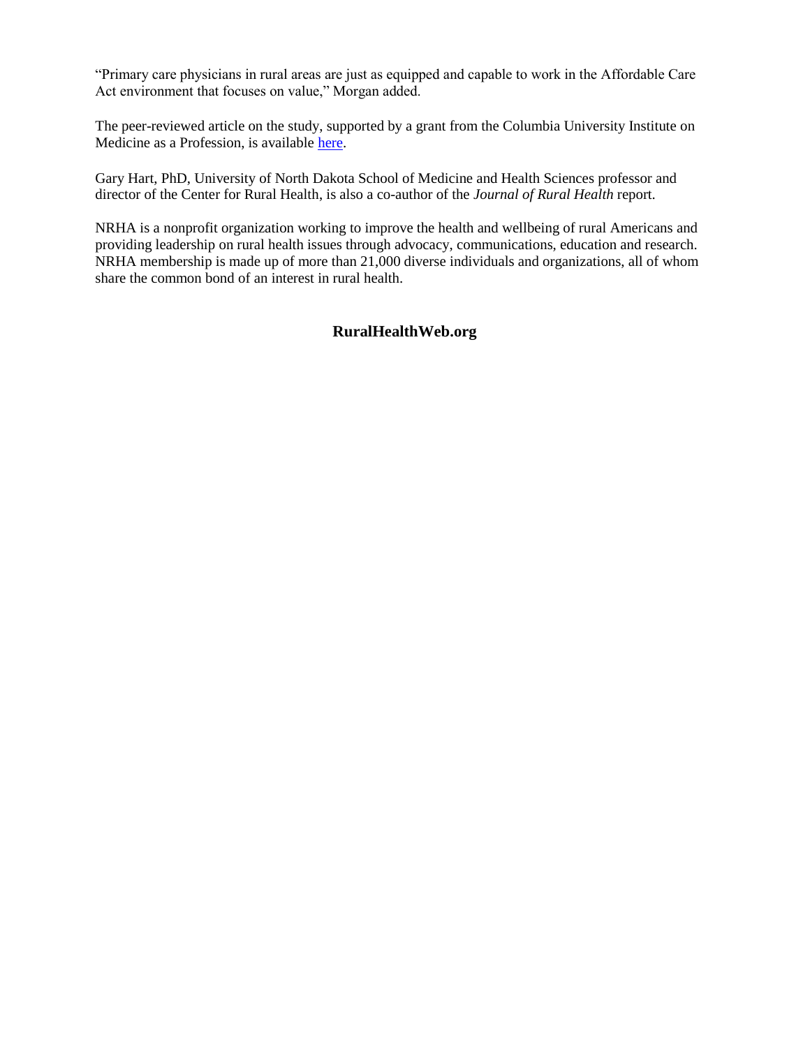"Primary care physicians in rural areas are just as equipped and capable to work in the Affordable Care Act environment that focuses on value," Morgan added.

The peer-reviewed article on the study, supported by a grant from the Columbia University Institute on Medicine as a Profession, is available here.

Gary Hart, PhD, University of North Dakota School of Medicine and Health Sciences professor and director of the Center for Rural Health, is also a co-author of the *Journal of Rural Health* report.

NRHA is a nonprofit organization working to improve the health and wellbeing of rural Americans and providing leadership on rural health issues through advocacy, communications, education and research. NRHA membership is made up of more than 21,000 diverse individuals and organizations, all of whom share the common bond of an interest in rural health.

**RuralHealthWeb.org**